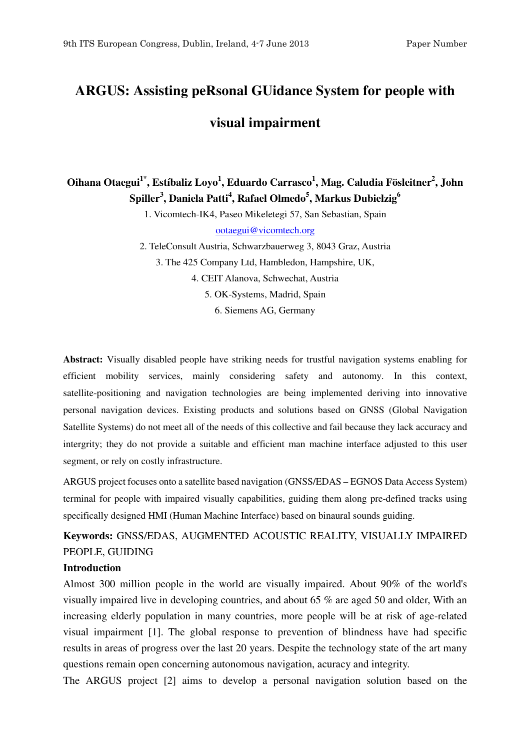# ARGUS: Assisting peRsonal GUidance System for people with visual impairment

**Oihana Otaegui[1*], Estíbaliz Loyo[1], Eduardo Carrasco[1], Mag. Caludia Fösleitner[2], John Spiller[3], Daniela Patti[4], Rafael Olmedo[5], Markus Dubielzig[6]**

1. Vicomtech-IK4, Paseo Mikeletegi 57, San Sebastian, Spain

ootaegui@vicomtech.org

2. TeleConsult Austria, Schwarzbauerweg 3, 8043 Graz, Austria
3. The 425 Company Ltd, Hambledon, Hampshire, UK,
4. CEIT Alanova, Schwechat, Austria
5. OK-Systems, Madrid, Spain
6. Siemens AG, Germany

**Abstract:** Visually disabled people have striking needs for trustful navigation systems enabling for efficient mobility services, mainly considering safety and autonomy. In this context, satellite-positioning and navigation technologies are being implemented deriving into innovative personal navigation devices. Existing products and solutions based on GNSS (Global Navigation Satellite Systems) do not meet all of the needs of this collective and fail because they lack accuracy and intergrity; they do not provide a suitable and efficient man machine interface adjusted to this user segment, or rely on costly infrastructure.

ARGUS project focuses onto a satellite based navigation (GNSS/EDAS – EGNOS Data Access System) terminal for people with impaired visually capabilities, guiding them along pre-defined tracks using specifically designed HMI (Human Machine Interface) based on binaural sounds guiding.

**Keywords:** GNSS/EDAS, AUGMENTED ACOUSTIC REALITY, VISUALLY IMPAIRED PEOPLE, GUIDING

## Introduction

Almost 300 million people in the world are visually impaired. About 90% of the world's visually impaired live in developing countries, and about 65 % are aged 50 and older, With an increasing elderly population in many countries, more people will be at risk of age-related visual impairment [1]. The global response to prevention of blindness have had specific results in areas of progress over the last 20 years. Despite the technology state of the art many questions remain open concerning autonomous navigation, acuracy and integrity.

The ARGUS project [2] aims to develop a personal navigation solution based on the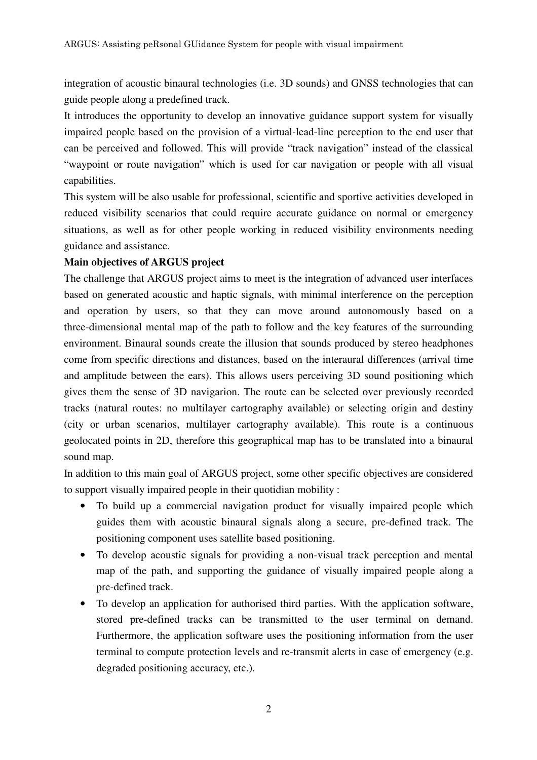integration of acoustic binaural technologies (i.e. 3D sounds) and GNSS technologies that can guide people along a predefined track.

It introduces the opportunity to develop an innovative guidance support system for visually impaired people based on the provision of a virtual-lead-line perception to the end user that can be perceived and followed. This will provide "track navigation" instead of the classical "waypoint or route navigation" which is used for car navigation or people with all visual capabilities.

This system will be also usable for professional, scientific and sportive activities developed in reduced visibility scenarios that could require accurate guidance on normal or emergency situations, as well as for other people working in reduced visibility environments needing guidance and assistance.

**Main objectives of ARGUS project**

The challenge that ARGUS project aims to meet is the integration of advanced user interfaces based on generated acoustic and haptic signals, with minimal interference on the perception and operation by users, so that they can move around autonomously based on a three-dimensional mental map of the path to follow and the key features of the surrounding environment. Binaural sounds create the illusion that sounds produced by stereo headphones come from specific directions and distances, based on the interaural differences (arrival time and amplitude between the ears). This allows users perceiving 3D sound positioning which gives them the sense of 3D navigarion. The route can be selected over previously recorded tracks (natural routes: no multilayer cartography available) or selecting origin and destiny (city or urban scenarios, multilayer cartography available). This route is a continuous geolocated points in 2D, therefore this geographical map has to be translated into a binaural sound map.

In addition to this main goal of ARGUS project, some other specific objectives are considered to support visually impaired people in their quotidian mobility :

- To build up a commercial navigation product for visually impaired people which guides them with acoustic binaural signals along a secure, pre-defined track. The positioning component uses satellite based positioning.
- To develop acoustic signals for providing a non-visual track perception and mental map of the path, and supporting the guidance of visually impaired people along a pre-defined track.
- To develop an application for authorised third parties. With the application software, stored pre-defined tracks can be transmitted to the user terminal on demand. Furthermore, the application software uses the positioning information from the user terminal to compute protection levels and re-transmit alerts in case of emergency (e.g. degraded positioning accuracy, etc.).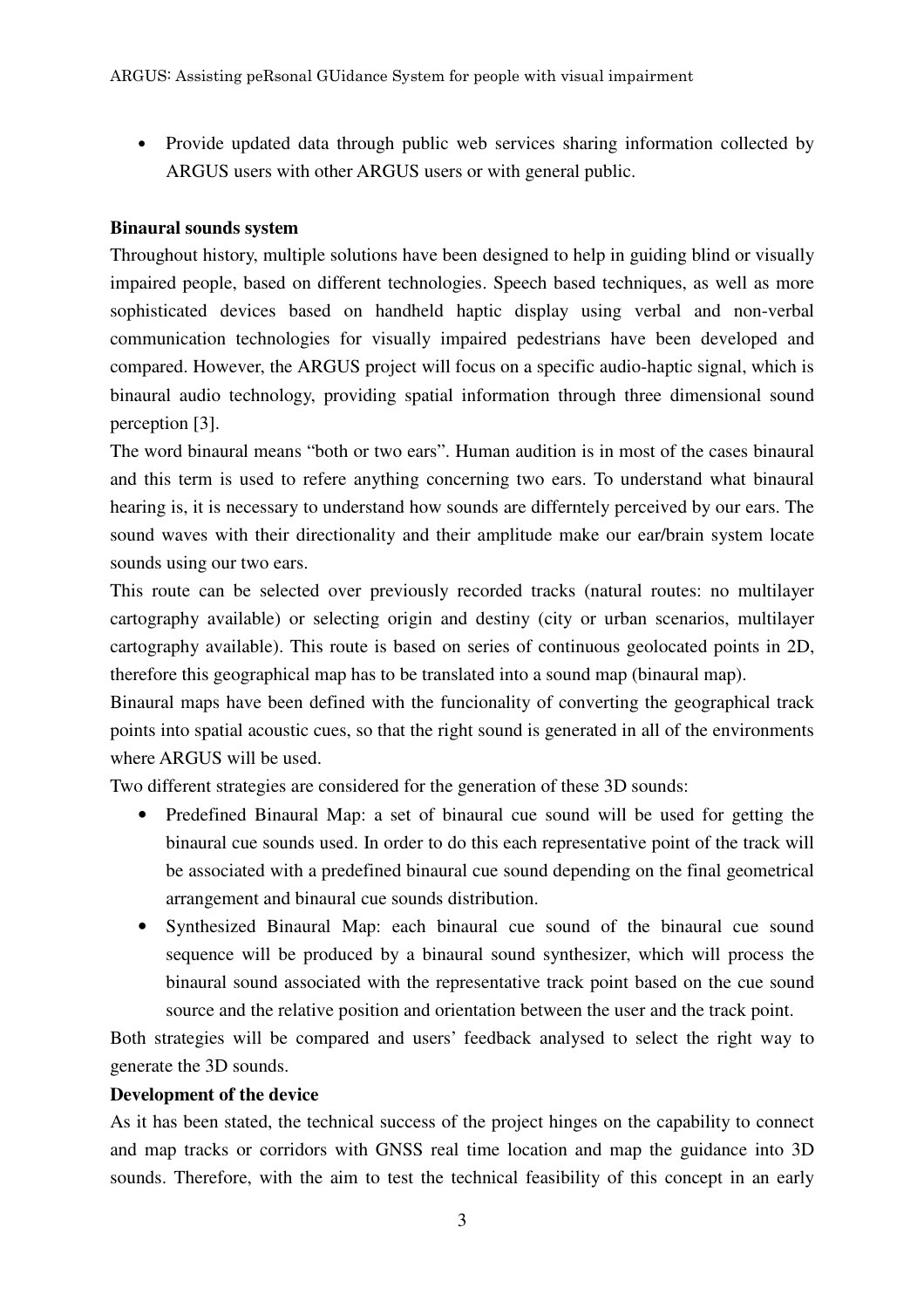- Provide updated data through public web services sharing information collected by ARGUS users with other ARGUS users or with general public.

**Binaural sounds system**

Throughout history, multiple solutions have been designed to help in guiding blind or visually impaired people, based on different technologies. Speech based techniques, as well as more sophisticated devices based on handheld haptic display using verbal and non-verbal communication technologies for visually impaired pedestrians have been developed and compared. However, the ARGUS project will focus on a specific audio-haptic signal, which is binaural audio technology, providing spatial information through three dimensional sound perception [3].

The word binaural means "both or two ears". Human audition is in most of the cases binaural and this term is used to refere anything concerning two ears. To understand what binaural hearing is, it is necessary to understand how sounds are differntely perceived by our ears. The sound waves with their directionality and their amplitude make our ear/brain system locate sounds using our two ears.

This route can be selected over previously recorded tracks (natural routes: no multilayer cartography available) or selecting origin and destiny (city or urban scenarios, multilayer cartography available). This route is based on series of continuous geolocated points in 2D, therefore this geographical map has to be translated into a sound map (binaural map).

Binaural maps have been defined with the funcionality of converting the geographical track points into spatial acoustic cues, so that the right sound is generated in all of the environments where ARGUS will be used.

Two different strategies are considered for the generation of these 3D sounds:

- Predefined Binaural Map: a set of binaural cue sound will be used for getting the binaural cue sounds used. In order to do this each representative point of the track will be associated with a predefined binaural cue sound depending on the final geometrical arrangement and binaural cue sounds distribution.
- Synthesized Binaural Map: each binaural cue sound of the binaural cue sound sequence will be produced by a binaural sound synthesizer, which will process the binaural sound associated with the representative track point based on the cue sound source and the relative position and orientation between the user and the track point.

Both strategies will be compared and users' feedback analysed to select the right way to generate the 3D sounds.

**Development of the device**

As it has been stated, the technical success of the project hinges on the capability to connect and map tracks or corridors with GNSS real time location and map the guidance into 3D sounds. Therefore, with the aim to test the technical feasibility of this concept in an early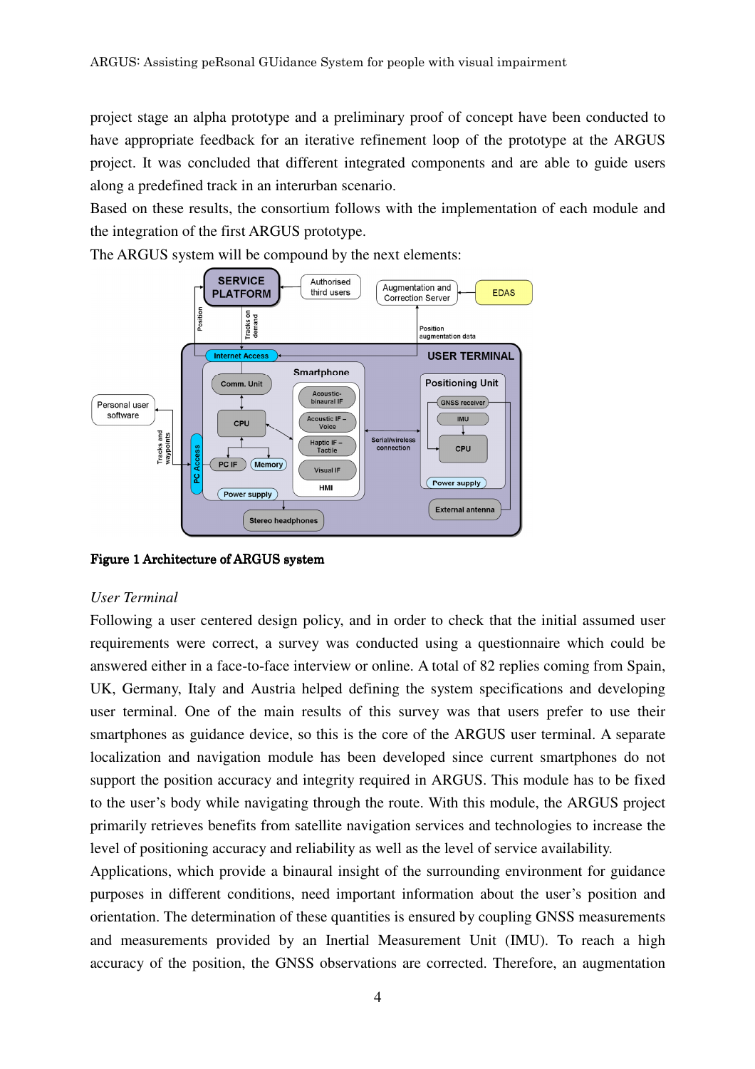project stage an alpha prototype and a preliminary proof of concept have been conducted to have appropriate feedback for an iterative refinement loop of the prototype at the ARGUS project. It was concluded that different integrated components and are able to guide users along a predefined track in an interurban scenario.

Based on these results, the consortium follows with the implementation of each module and the integration of the first ARGUS prototype.

The ARGUS system will be compound by the next elements:

**Figure 1 Architecture of ARGUS system**

*User Terminal*

Following a user centered design policy, and in order to check that the initial assumed user requirements were correct, a survey was conducted using a questionnaire which could be answered either in a face-to-face interview or online. A total of 82 replies coming from Spain, UK, Germany, Italy and Austria helped defining the system specifications and developing user terminal. One of the main results of this survey was that users prefer to use their smartphones as guidance device, so this is the core of the ARGUS user terminal. A separate localization and navigation module has been developed since current smartphones do not support the position accuracy and integrity required in ARGUS. This module has to be fixed to the user's body while navigating through the route. With this module, the ARGUS project primarily retrieves benefits from satellite navigation services and technologies to increase the level of positioning accuracy and reliability as well as the level of service availability.

Applications, which provide a binaural insight of the surrounding environment for guidance purposes in different conditions, need important information about the user's position and orientation. The determination of these quantities is ensured by coupling GNSS measurements and measurements provided by an Inertial Measurement Unit (IMU). To reach a high accuracy of the position, the GNSS observations are corrected. Therefore, an augmentation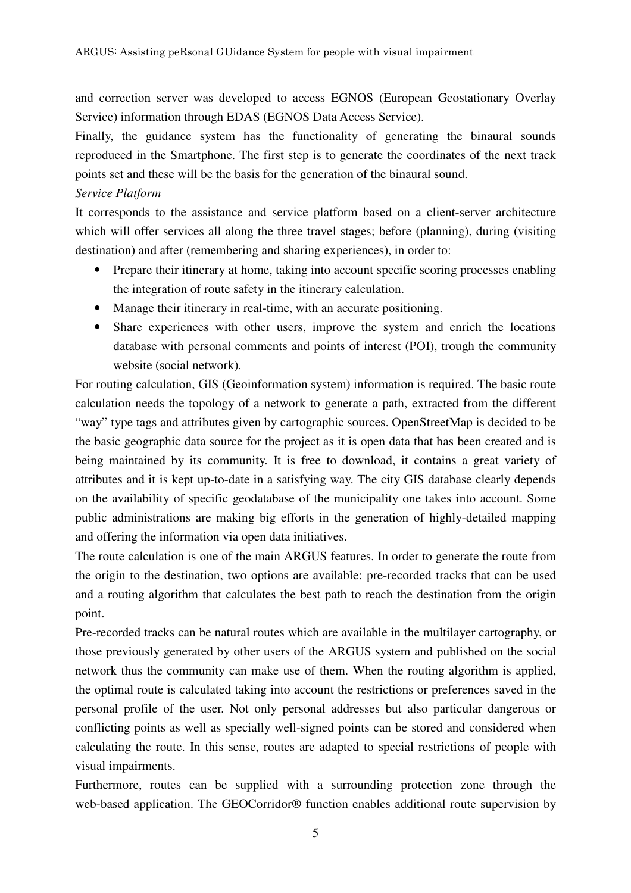and correction server was developed to access EGNOS (European Geostationary Overlay Service) information through EDAS (EGNOS Data Access Service).

Finally, the guidance system has the functionality of generating the binaural sounds reproduced in the Smartphone. The first step is to generate the coordinates of the next track points set and these will be the basis for the generation of the binaural sound.

*Service Platform*

It corresponds to the assistance and service platform based on a client-server architecture which will offer services all along the three travel stages; before (planning), during (visiting destination) and after (remembering and sharing experiences), in order to:

- Prepare their itinerary at home, taking into account specific scoring processes enabling the integration of route safety in the itinerary calculation.
- Manage their itinerary in real-time, with an accurate positioning.
- Share experiences with other users, improve the system and enrich the locations database with personal comments and points of interest (POI), trough the community website (social network).

For routing calculation, GIS (Geoinformation system) information is required. The basic route calculation needs the topology of a network to generate a path, extracted from the different "way" type tags and attributes given by cartographic sources. OpenStreetMap is decided to be the basic geographic data source for the project as it is open data that has been created and is being maintained by its community. It is free to download, it contains a great variety of attributes and it is kept up-to-date in a satisfying way. The city GIS database clearly depends on the availability of specific geodatabase of the municipality one takes into account. Some public administrations are making big efforts in the generation of highly-detailed mapping and offering the information via open data initiatives.

The route calculation is one of the main ARGUS features. In order to generate the route from the origin to the destination, two options are available: pre-recorded tracks that can be used and a routing algorithm that calculates the best path to reach the destination from the origin point.

Pre-recorded tracks can be natural routes which are available in the multilayer cartography, or those previously generated by other users of the ARGUS system and published on the social network thus the community can make use of them. When the routing algorithm is applied, the optimal route is calculated taking into account the restrictions or preferences saved in the personal profile of the user. Not only personal addresses but also particular dangerous or conflicting points as well as specially well-signed points can be stored and considered when calculating the route. In this sense, routes are adapted to special restrictions of people with visual impairments.

Furthermore, routes can be supplied with a surrounding protection zone through the web-based application. The GEOCorridor® function enables additional route supervision by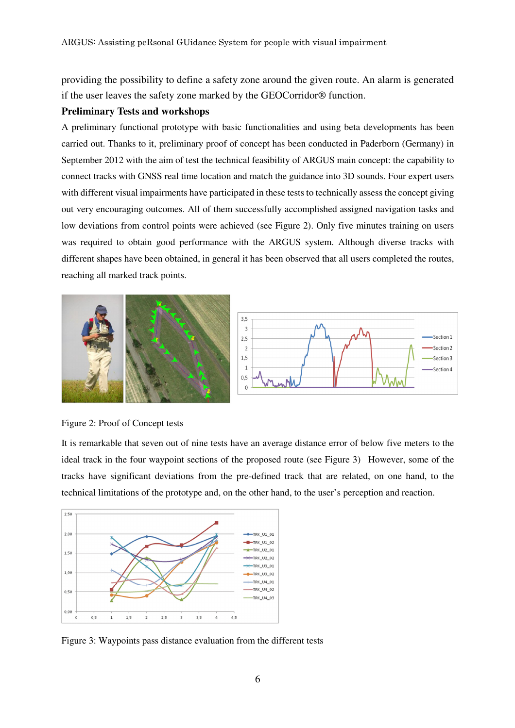providing the possibility to define a safety zone around the given route. An alarm is generated if the user leaves the safety zone marked by the GEOCorridor® function.

**Preliminary Tests and workshops**

A preliminary functional prototype with basic functionalities and using beta developments has been carried out. Thanks to it, preliminary proof of concept has been conducted in Paderborn (Germany) in September 2012 with the aim of test the technical feasibility of ARGUS main concept: the capability to connect tracks with GNSS real time location and match the guidance into 3D sounds. Four expert users with different visual impairments have participated in these tests to technically assess the concept giving out very encouraging outcomes. All of them successfully accomplished assigned navigation tasks and low deviations from control points were achieved (see Figure 2). Only five minutes training on users was required to obtain good performance with the ARGUS system. Although diverse tracks with different shapes have been obtained, in general it has been observed that all users completed the routes, reaching all marked track points.

Figure 2: Proof of Concept tests

It is remarkable that seven out of nine tests have an average distance error of below five meters to the ideal track in the four waypoint sections of the proposed route (see Figure 3) However, some of the tracks have significant deviations from the pre-defined track that are related, on one hand, to the technical limitations of the prototype and, on the other hand, to the user's perception and reaction.

Figure 3: Waypoints pass distance evaluation from the different tests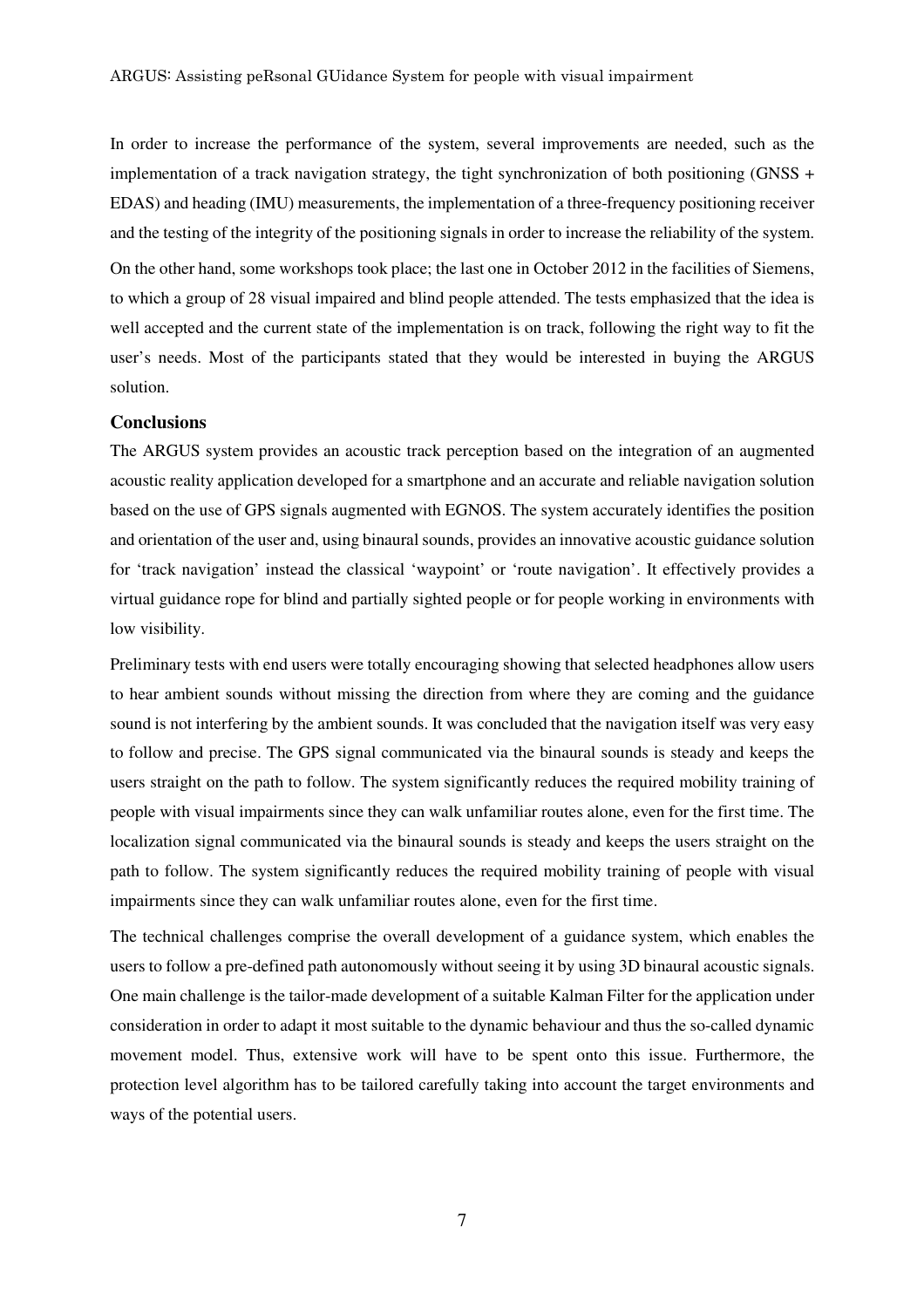In order to increase the performance of the system, several improvements are needed, such as the implementation of a track navigation strategy, the tight synchronization of both positioning (GNSS + EDAS) and heading (IMU) measurements, the implementation of a three-frequency positioning receiver and the testing of the integrity of the positioning signals in order to increase the reliability of the system.

On the other hand, some workshops took place; the last one in October 2012 in the facilities of Siemens, to which a group of 28 visual impaired and blind people attended. The tests emphasized that the idea is well accepted and the current state of the implementation is on track, following the right way to fit the user's needs. Most of the participants stated that they would be interested in buying the ARGUS solution.

### Conclusions

The ARGUS system provides an acoustic track perception based on the integration of an augmented acoustic reality application developed for a smartphone and an accurate and reliable navigation solution based on the use of GPS signals augmented with EGNOS. The system accurately identifies the position and orientation of the user and, using binaural sounds, provides an innovative acoustic guidance solution for 'track navigation' instead the classical 'waypoint' or 'route navigation'. It effectively provides a virtual guidance rope for blind and partially sighted people or for people working in environments with low visibility.

Preliminary tests with end users were totally encouraging showing that selected headphones allow users to hear ambient sounds without missing the direction from where they are coming and the guidance sound is not interfering by the ambient sounds. It was concluded that the navigation itself was very easy to follow and precise. The GPS signal communicated via the binaural sounds is steady and keeps the users straight on the path to follow. The system significantly reduces the required mobility training of people with visual impairments since they can walk unfamiliar routes alone, even for the first time. The localization signal communicated via the binaural sounds is steady and keeps the users straight on the path to follow. The system significantly reduces the required mobility training of people with visual impairments since they can walk unfamiliar routes alone, even for the first time.

The technical challenges comprise the overall development of a guidance system, which enables the users to follow a pre-defined path autonomously without seeing it by using 3D binaural acoustic signals. One main challenge is the tailor-made development of a suitable Kalman Filter for the application under consideration in order to adapt it most suitable to the dynamic behaviour and thus the so-called dynamic movement model. Thus, extensive work will have to be spent onto this issue. Furthermore, the protection level algorithm has to be tailored carefully taking into account the target environments and ways of the potential users.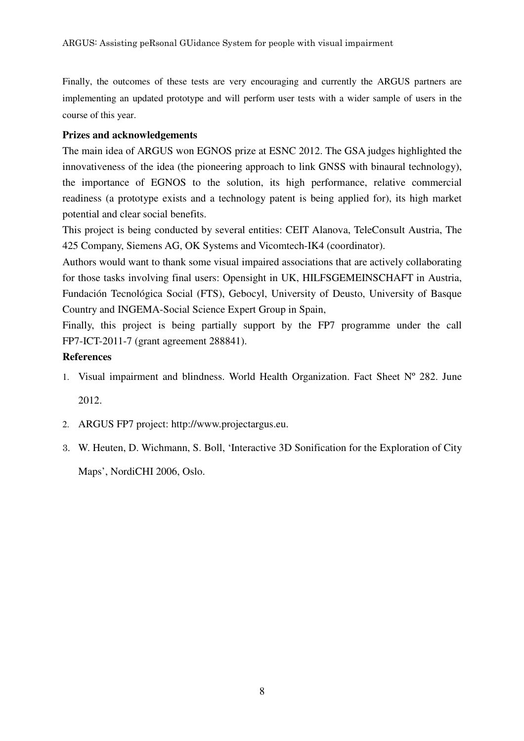Finally, the outcomes of these tests are very encouraging and currently the ARGUS partners are implementing an updated prototype and will perform user tests with a wider sample of users in the course of this year.

**Prizes and acknowledgements**

The main idea of ARGUS won EGNOS prize at ESNC 2012. The GSA judges highlighted the innovativeness of the idea (the pioneering approach to link GNSS with binaural technology), the importance of EGNOS to the solution, its high performance, relative commercial readiness (a prototype exists and a technology patent is being applied for), its high market potential and clear social benefits.

This project is being conducted by several entities: CEIT Alanova, TeleConsult Austria, The 425 Company, Siemens AG, OK Systems and Vicomtech-IK4 (coordinator).

Authors would want to thank some visual impaired associations that are actively collaborating for those tasks involving final users: Opensight in UK, HILFSGEMEINSCHAFT in Austria, Fundación Tecnológica Social (FTS), Gebocyl, University of Deusto, University of Basque Country and INGEMA-Social Science Expert Group in Spain,

Finally, this project is being partially support by the FP7 programme under the call FP7-ICT-2011-7 (grant agreement 288841).

**References**

1. Visual impairment and blindness. World Health Organization. Fact Sheet Nº 282. June 2012.
2. ARGUS FP7 project: http://www.projectargus.eu.
3. W. Heuten, D. Wichmann, S. Boll, 'Interactive 3D Sonification for the Exploration of City Maps', NordiCHI 2006, Oslo.